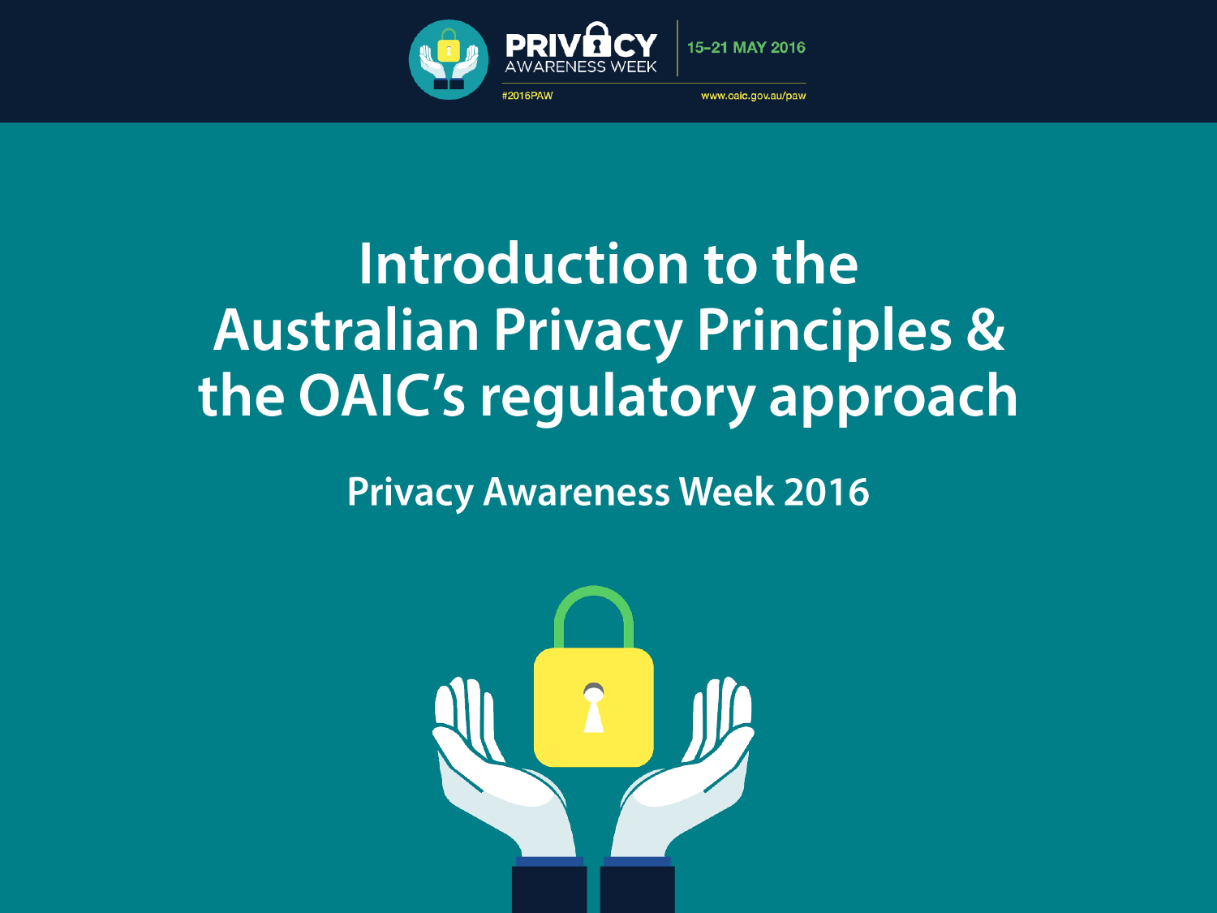PRIVACY AWARENESS WEEK

15–21 MAY 2016

#2016PAW

www.oaic.gov.au/paw

# Introduction to the Australian Privacy Principles & the OAIC's regulatory approach

## Privacy Awareness Week 2016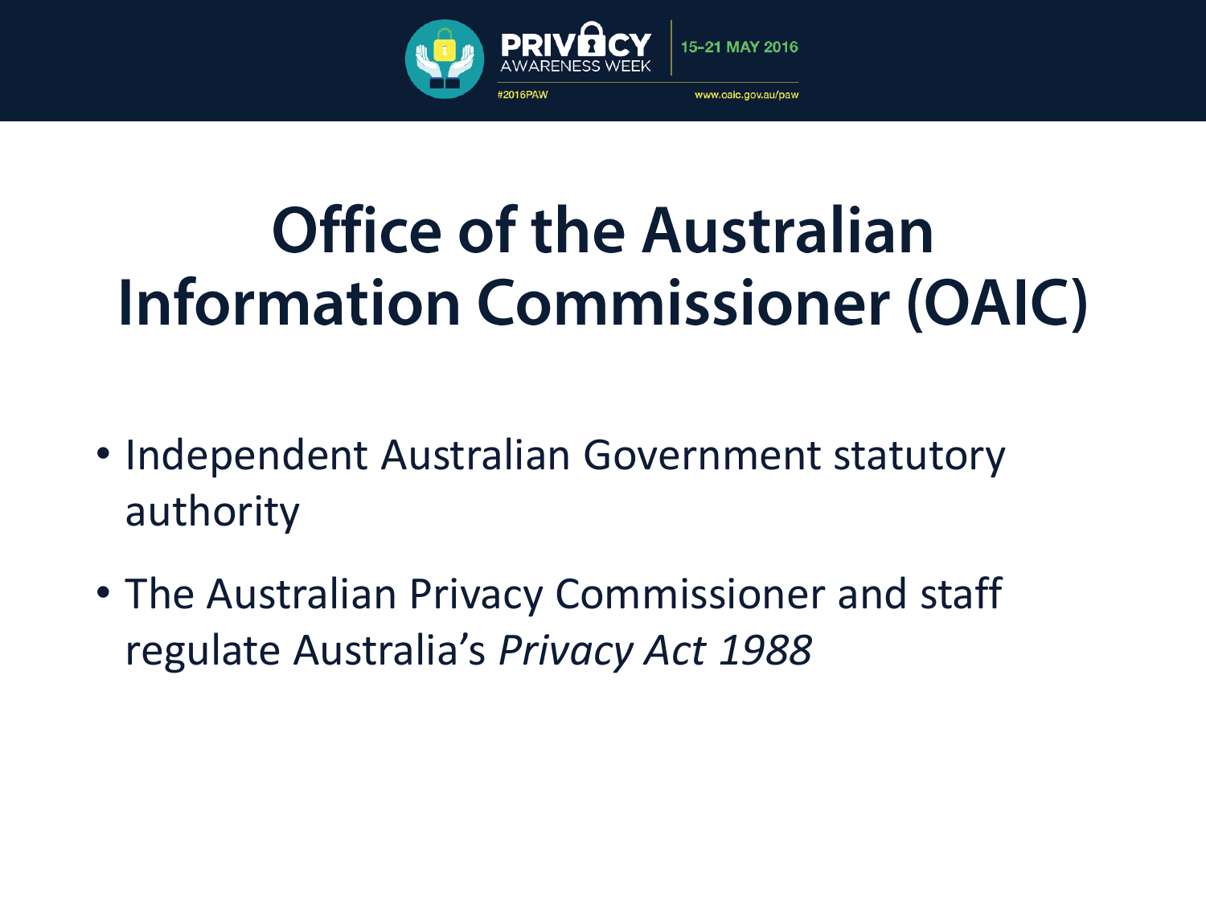# Office of the Australian Information Commissioner (OAIC)

- Independent Australian Government statutory authority
- The Australian Privacy Commissioner and staff regulate Australia's *Privacy Act 1988*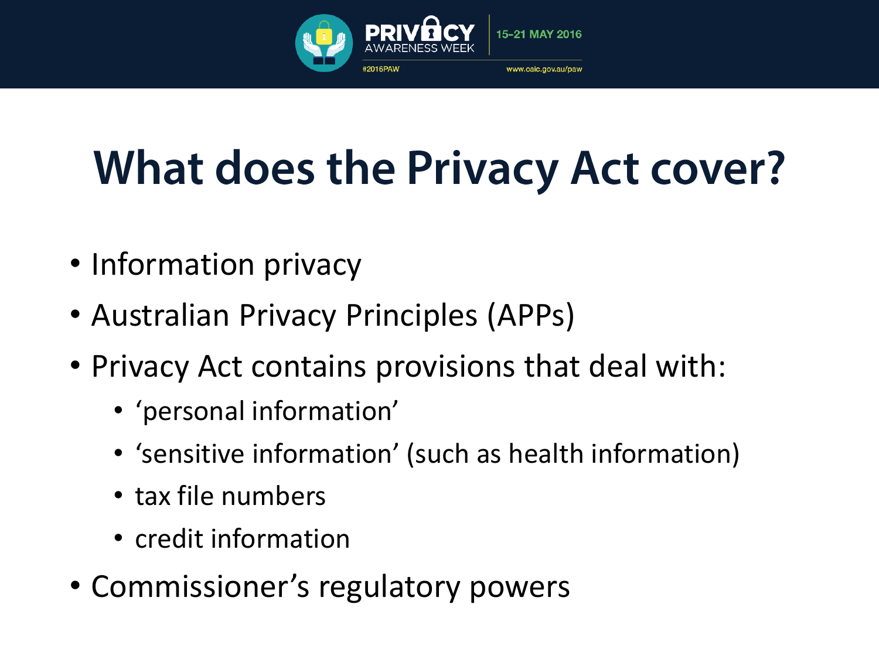# What does the Privacy Act cover?

- Information privacy
- Australian Privacy Principles (APPs)
- Privacy Act contains provisions that deal with:
  - ‘personal information’
  - ‘sensitive information’ (such as health information)
  - tax file numbers
  - credit information
- Commissioner’s regulatory powers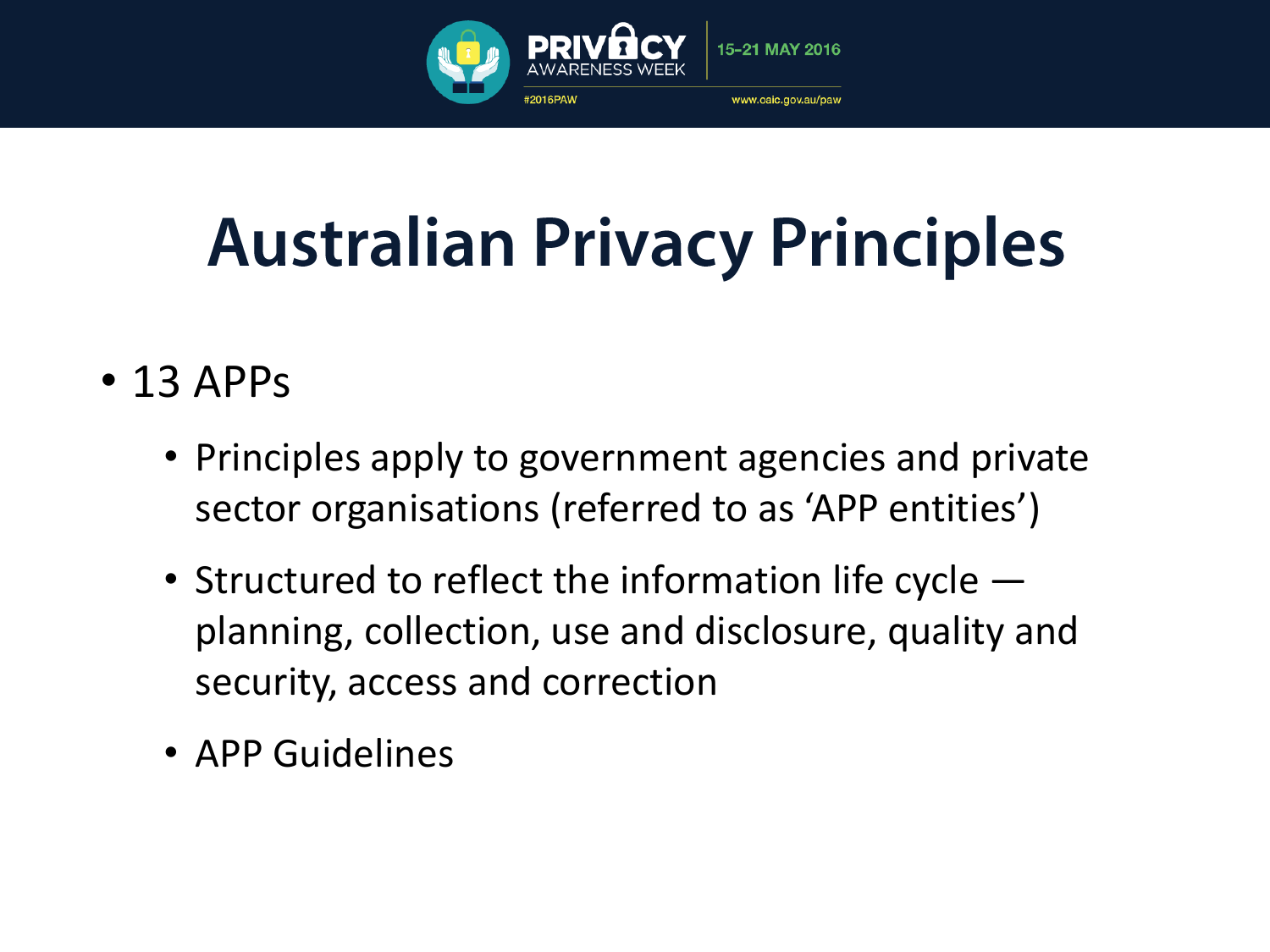# Australian Privacy Principles

- 13 APPs
  - Principles apply to government agencies and private sector organisations (referred to as 'APP entities')
  - Structured to reflect the information life cycle — planning, collection, use and disclosure, quality and security, access and correction
  - APP Guidelines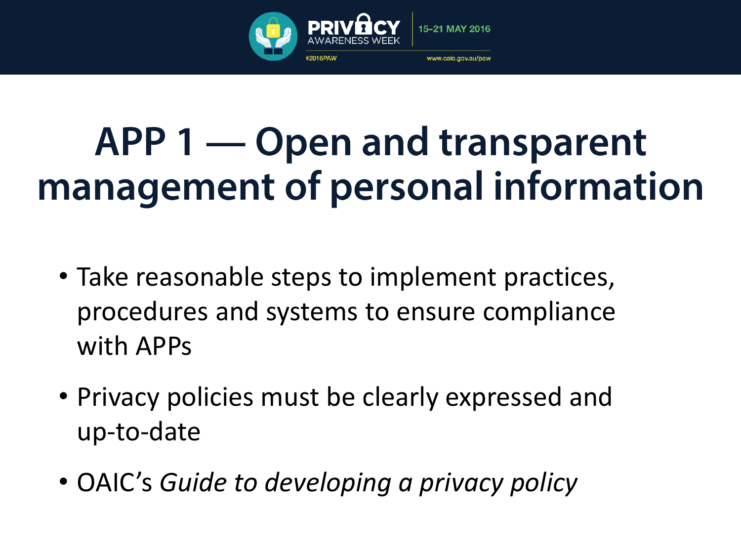# APP 1 — Open and transparent management of personal information

- Take reasonable steps to implement practices, procedures and systems to ensure compliance with APPs
- Privacy policies must be clearly expressed and up-to-date
- OAIC's *Guide to developing a privacy policy*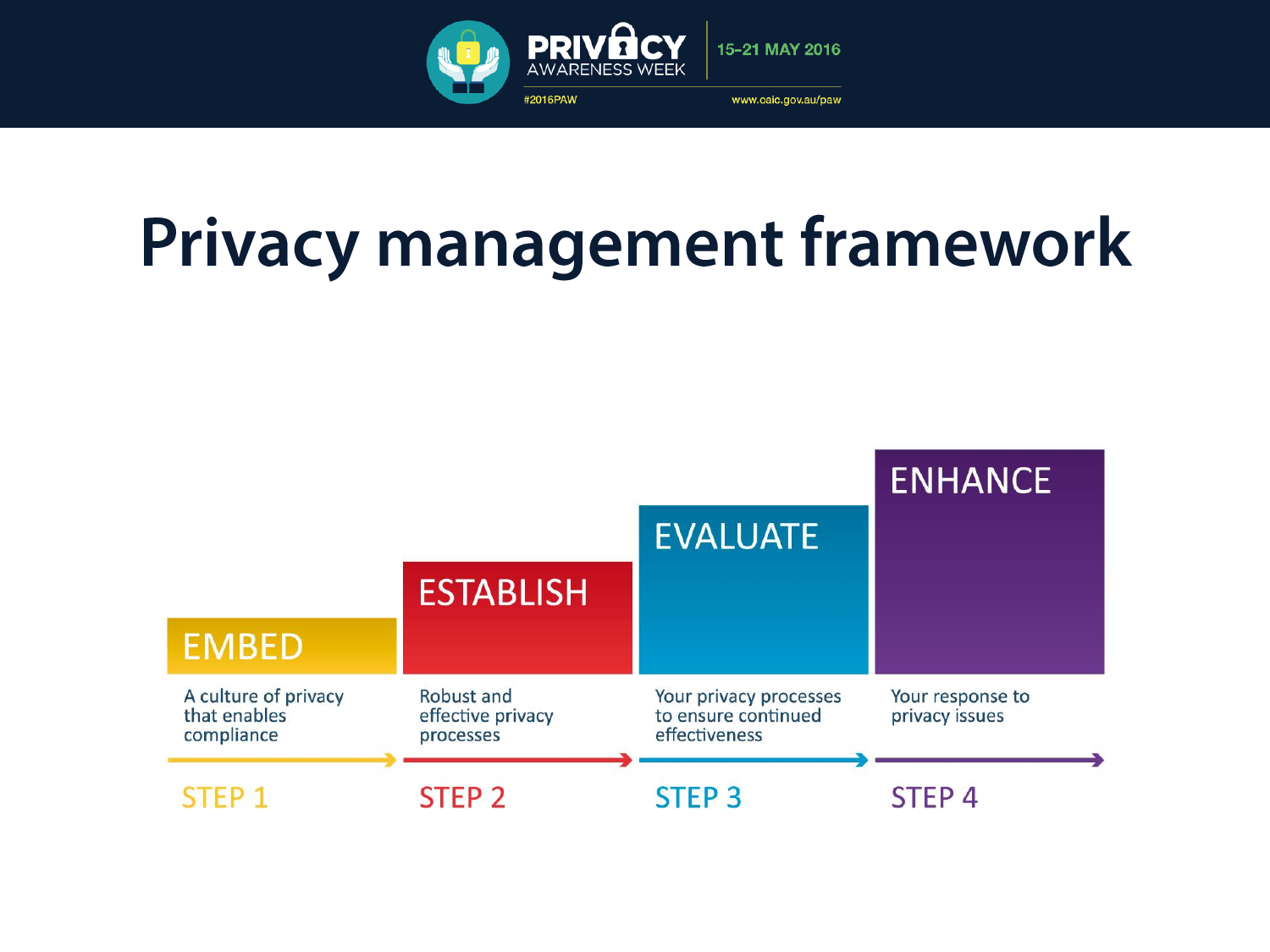# Privacy management framework

| STEP 1 | STEP 2 | STEP 3 | STEP 4 |
| --- | --- | --- | --- |
| EMBED | ESTABLISH | EVALUATE | ENHANCE |
| A culture of privacy that enables compliance | Robust and effective privacy processes | Your privacy processes to ensure continued effectiveness | Your response to privacy issues |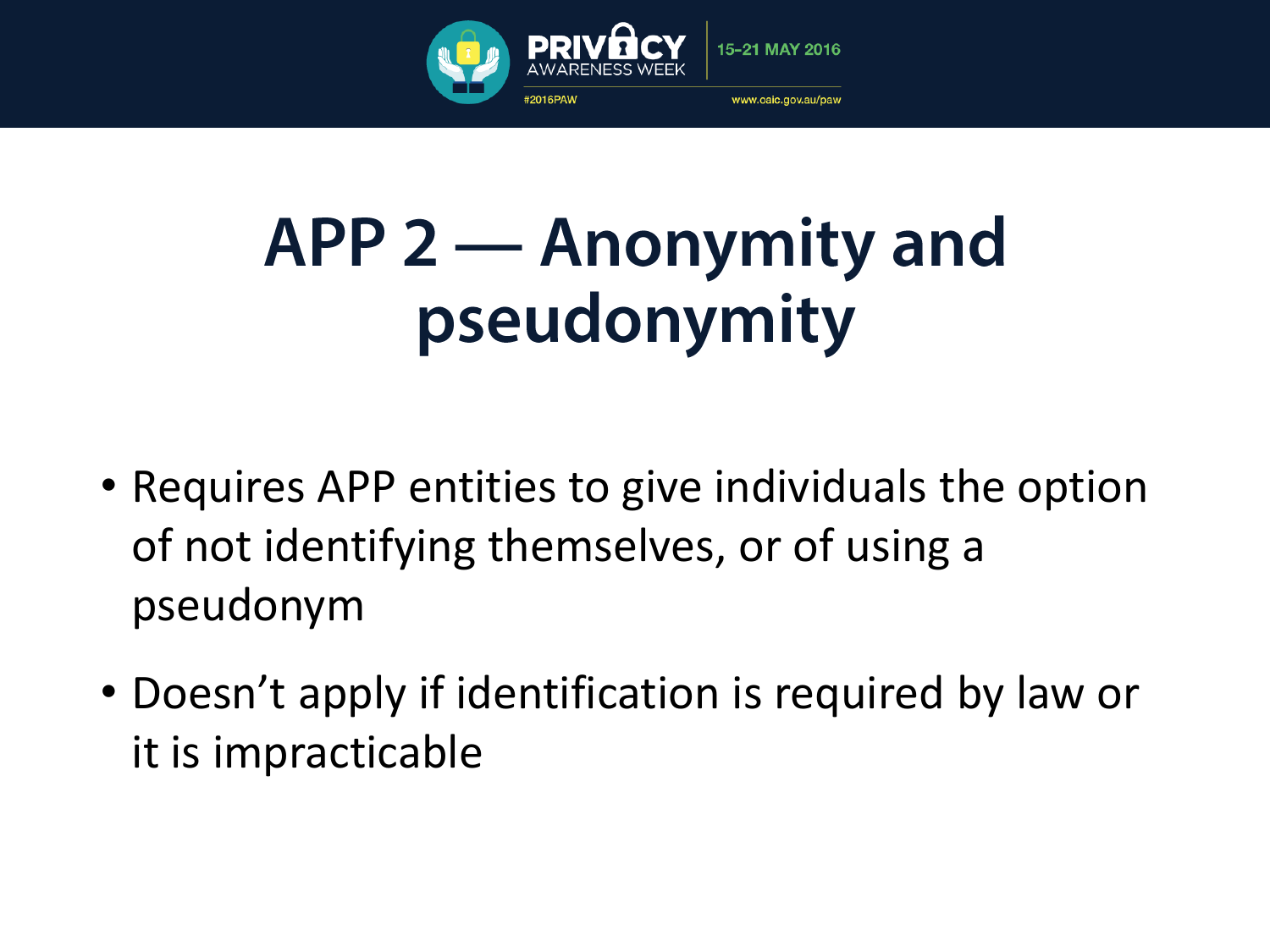# APP 2 — Anonymity and pseudonymity

- Requires APP entities to give individuals the option of not identifying themselves, or of using a pseudonym
- Doesn't apply if identification is required by law or it is impracticable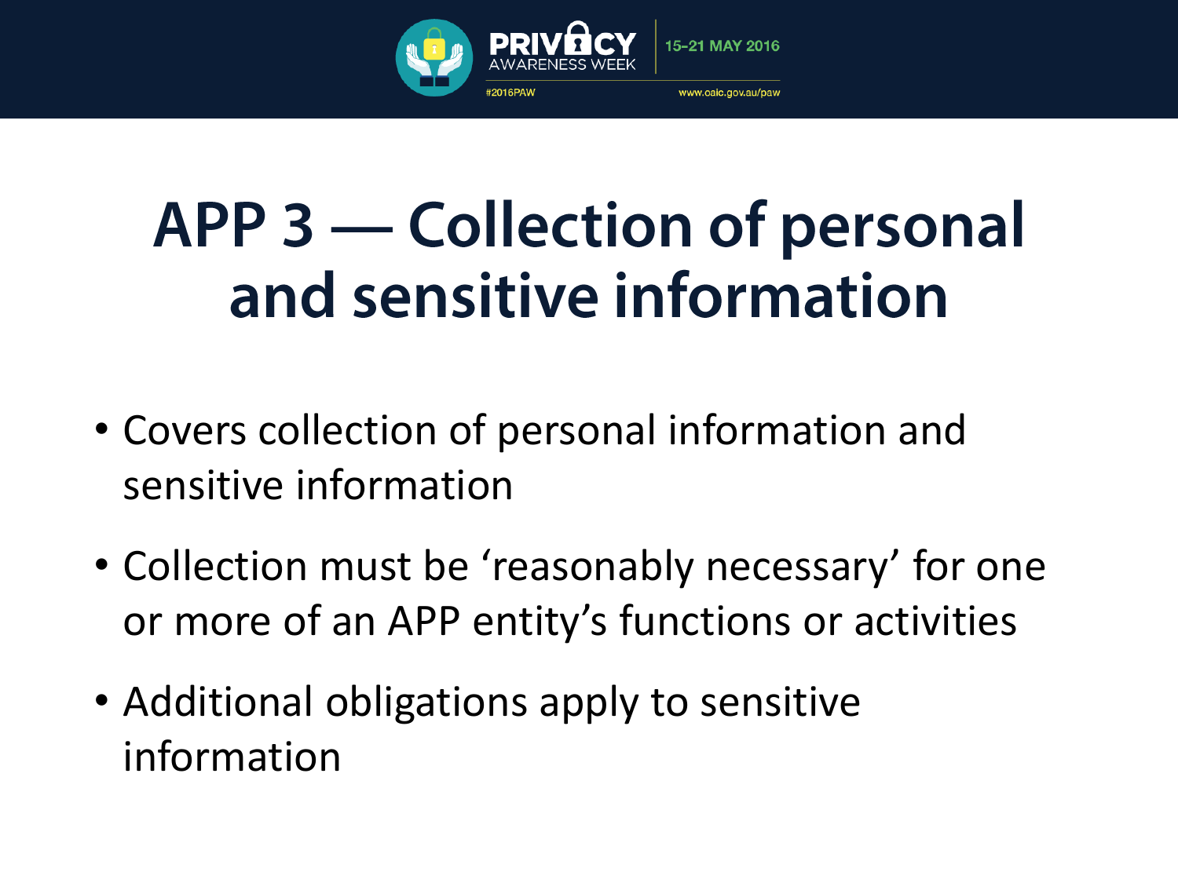# APP 3 — Collection of personal and sensitive information

- Covers collection of personal information and sensitive information
- Collection must be 'reasonably necessary' for one or more of an APP entity's functions or activities
- Additional obligations apply to sensitive information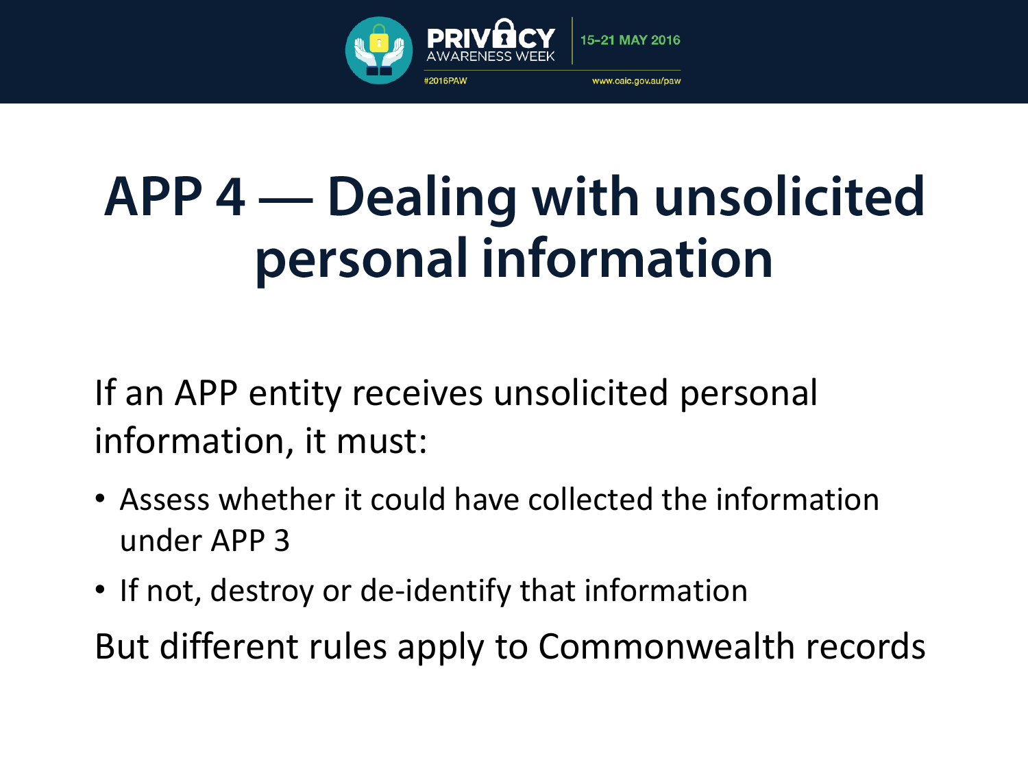# APP 4 — Dealing with unsolicited personal information

If an APP entity receives unsolicited personal information, it must:

- Assess whether it could have collected the information under APP 3
- If not, destroy or de-identify that information

But different rules apply to Commonwealth records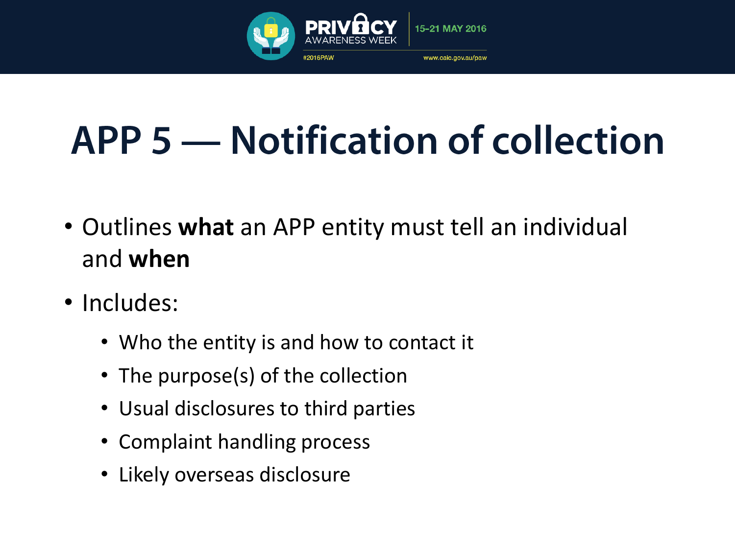# APP 5 — Notification of collection

- Outlines **what** an APP entity must tell an individual and **when**
- Includes:
  - Who the entity is and how to contact it
  - The purpose(s) of the collection
  - Usual disclosures to third parties
  - Complaint handling process
  - Likely overseas disclosure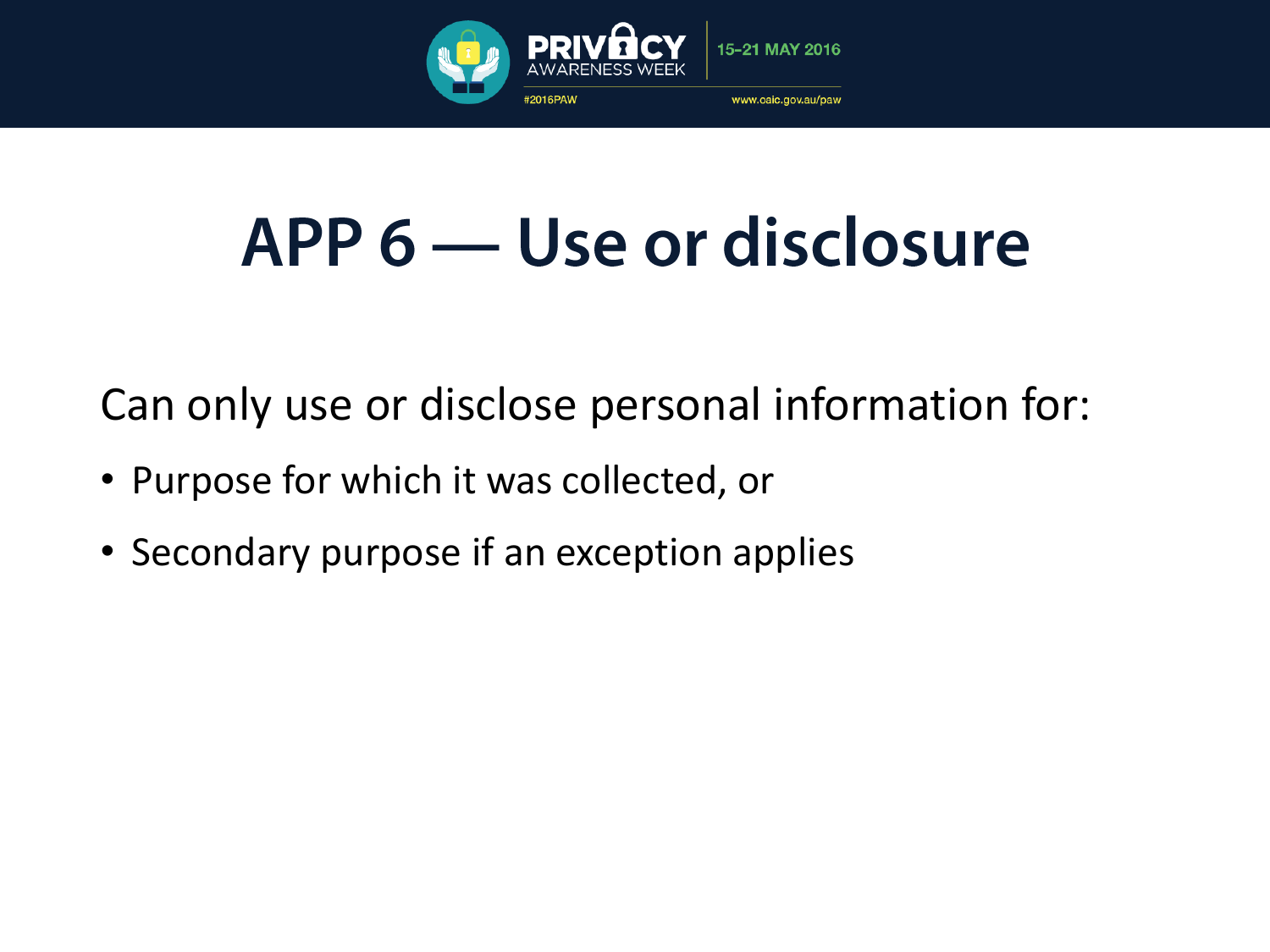# APP 6 — Use or disclosure

Can only use or disclose personal information for:

- Purpose for which it was collected, or
- Secondary purpose if an exception applies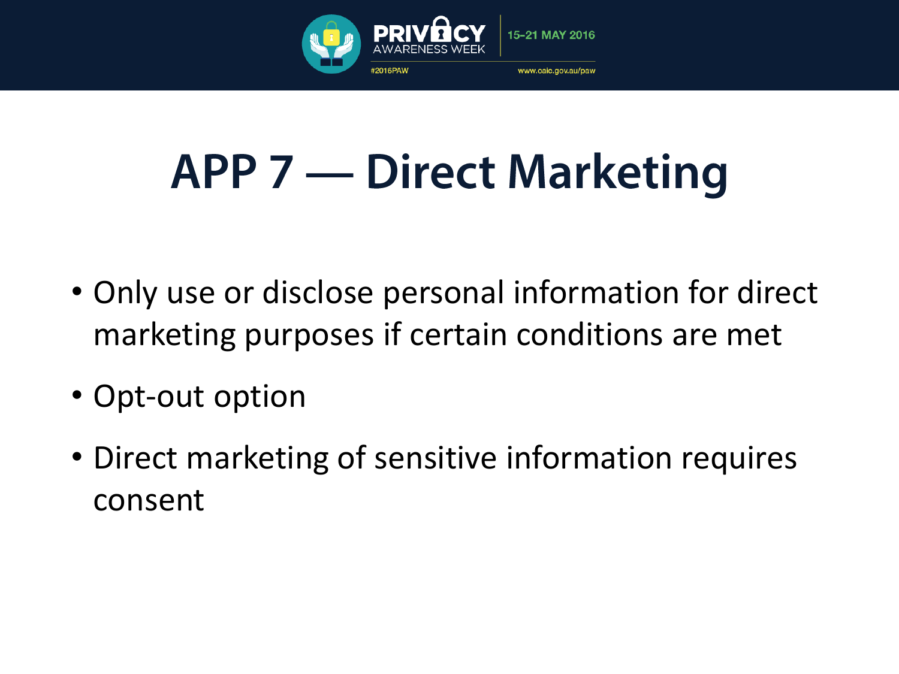# APP 7 — Direct Marketing

- Only use or disclose personal information for direct marketing purposes if certain conditions are met
- Opt-out option
- Direct marketing of sensitive information requires consent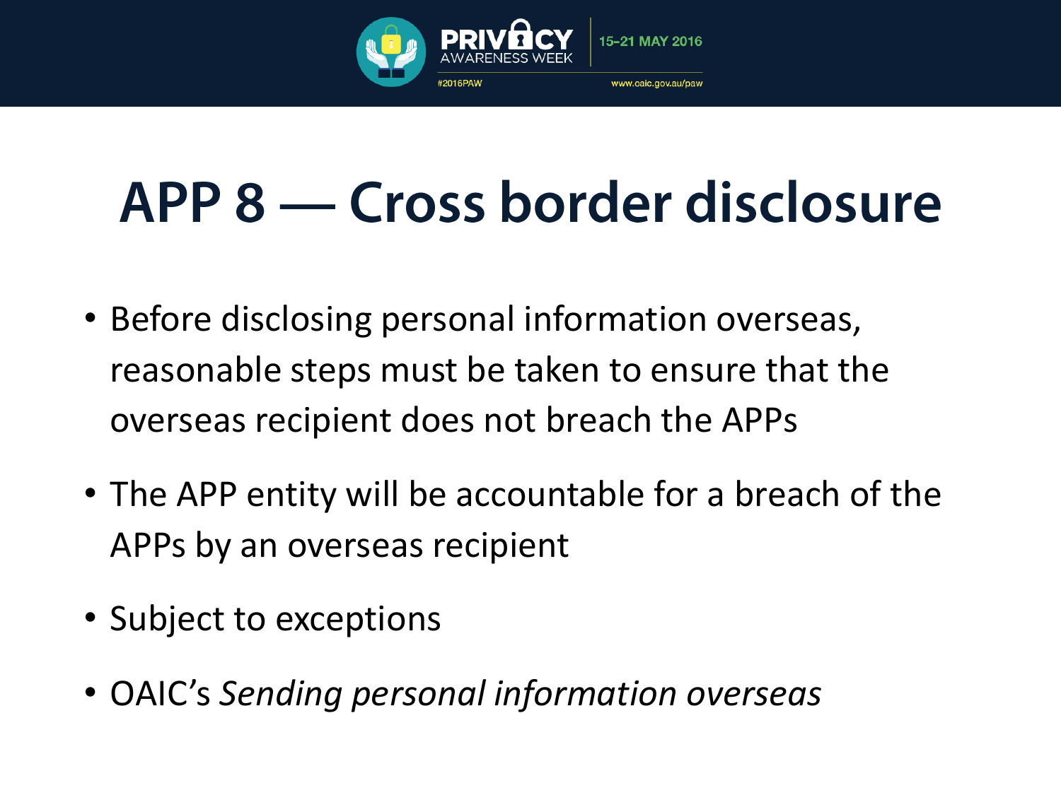# APP 8 — Cross border disclosure

- Before disclosing personal information overseas, reasonable steps must be taken to ensure that the overseas recipient does not breach the APPs
- The APP entity will be accountable for a breach of the APPs by an overseas recipient
- Subject to exceptions
- OAIC's *Sending personal information overseas*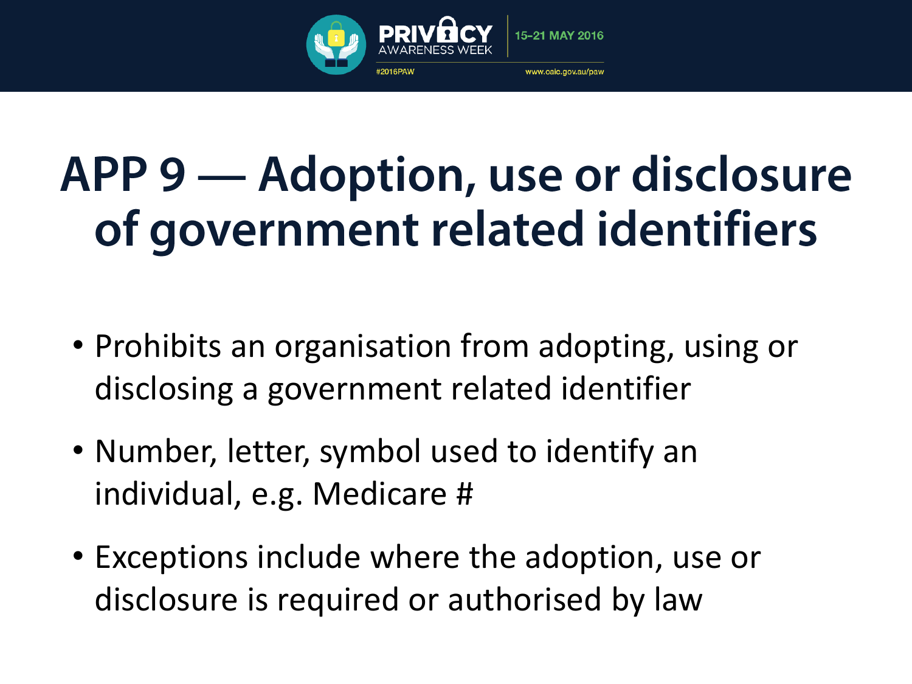# APP 9 — Adoption, use or disclosure of government related identifiers

- Prohibits an organisation from adopting, using or disclosing a government related identifier
- Number, letter, symbol used to identify an individual, e.g. Medicare #
- Exceptions include where the adoption, use or disclosure is required or authorised by law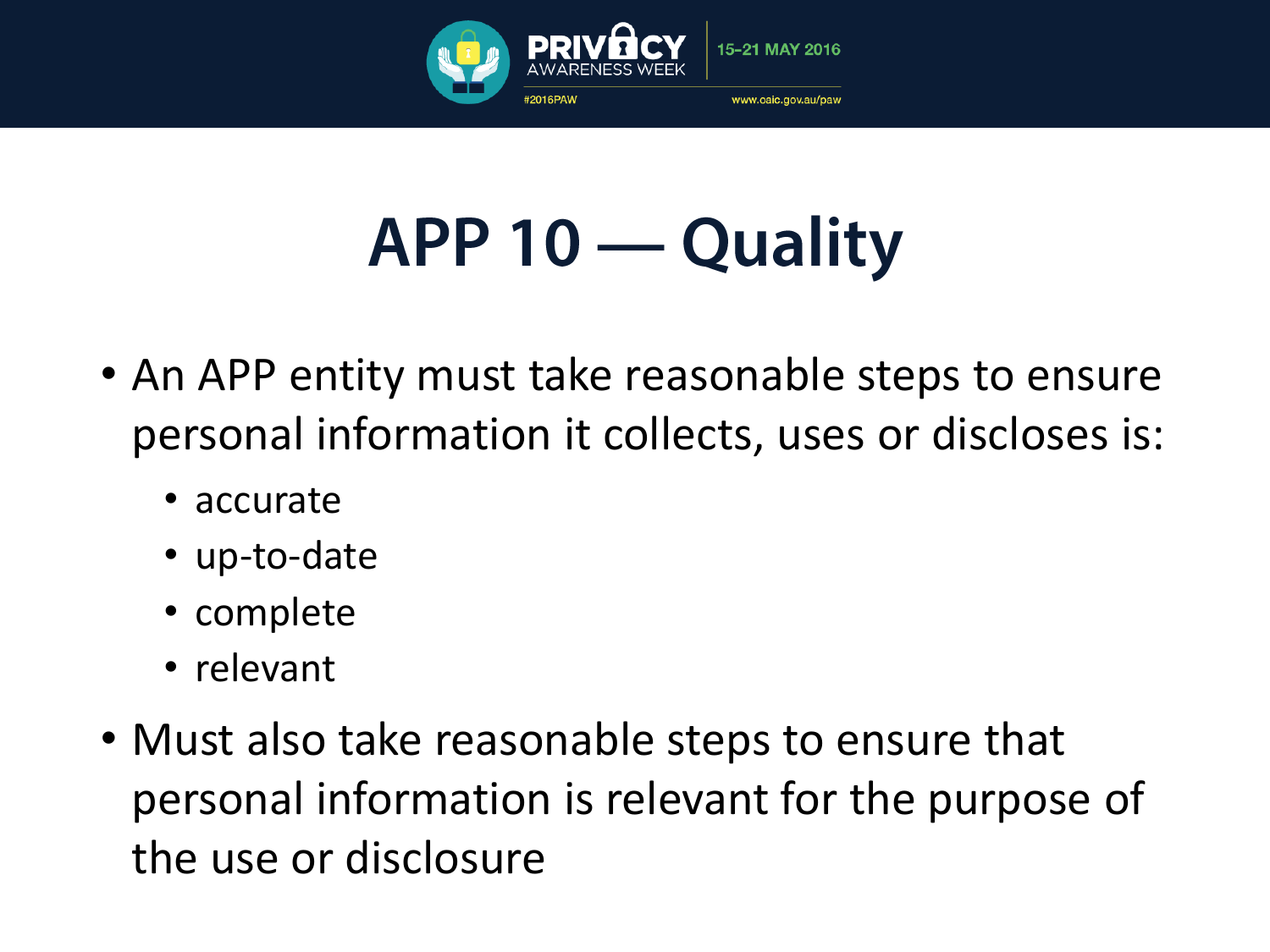# APP 10 — Quality

- An APP entity must take reasonable steps to ensure personal information it collects, uses or discloses is:
  - accurate
  - up-to-date
  - complete
  - relevant
- Must also take reasonable steps to ensure that personal information is relevant for the purpose of the use or disclosure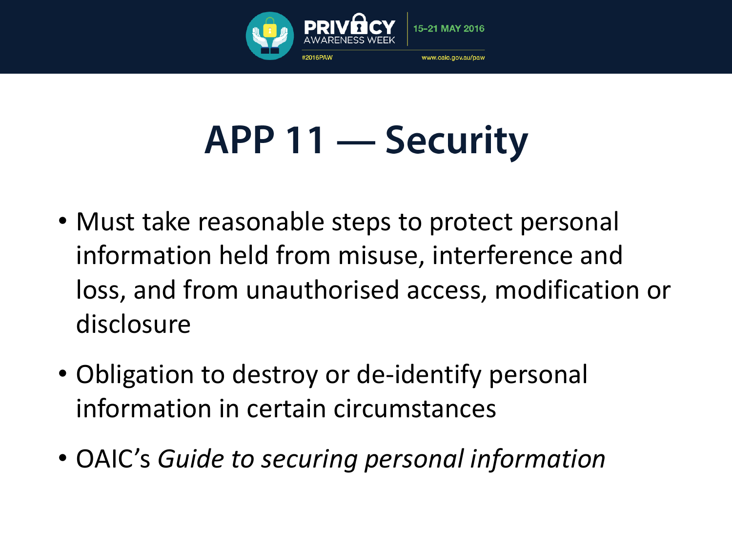# APP 11 — Security

- Must take reasonable steps to protect personal information held from misuse, interference and loss, and from unauthorised access, modification or disclosure
- Obligation to destroy or de-identify personal information in certain circumstances
- OAIC's *Guide to securing personal information*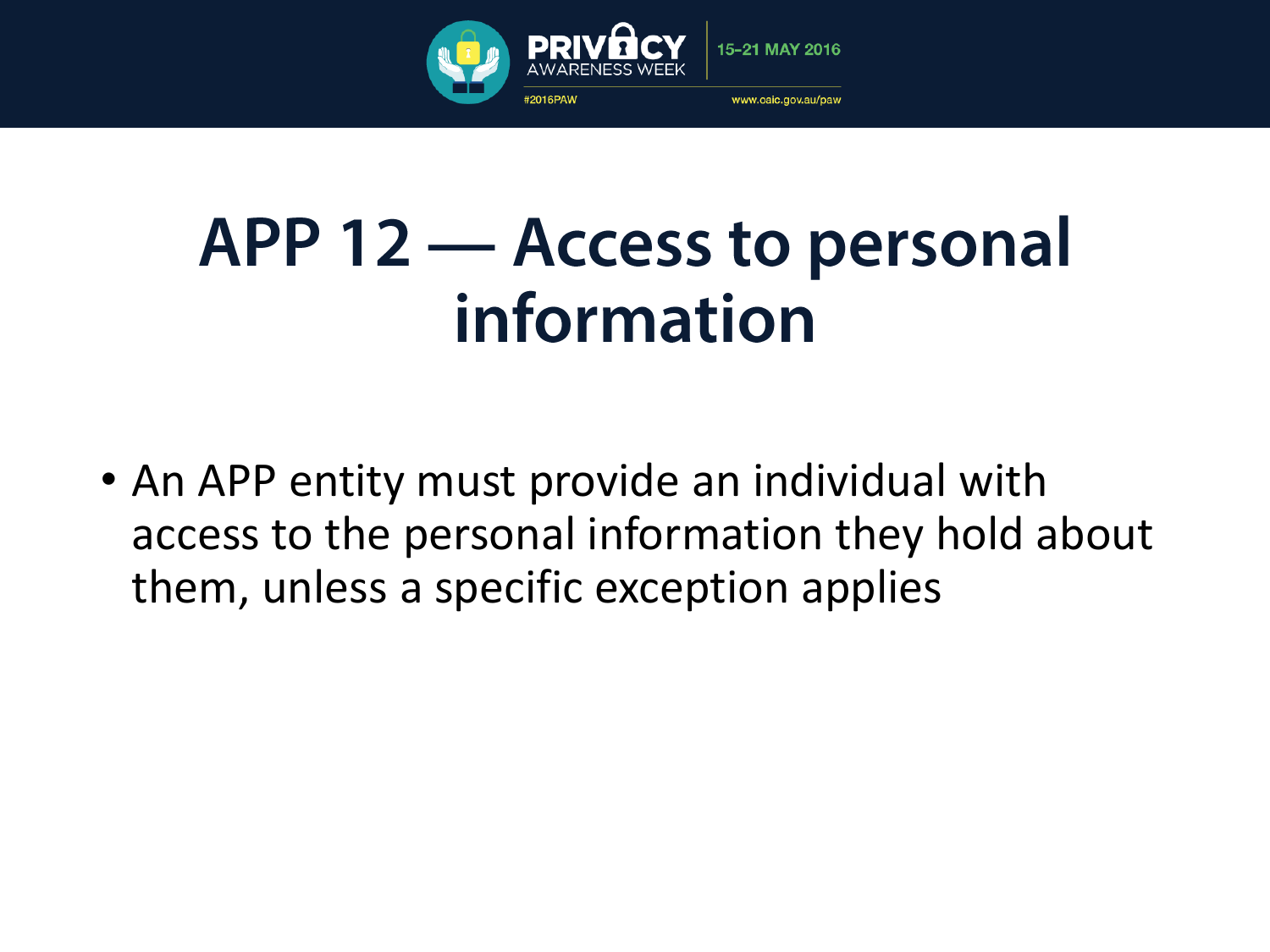# APP 12 — Access to personal information

- An APP entity must provide an individual with access to the personal information they hold about them, unless a specific exception applies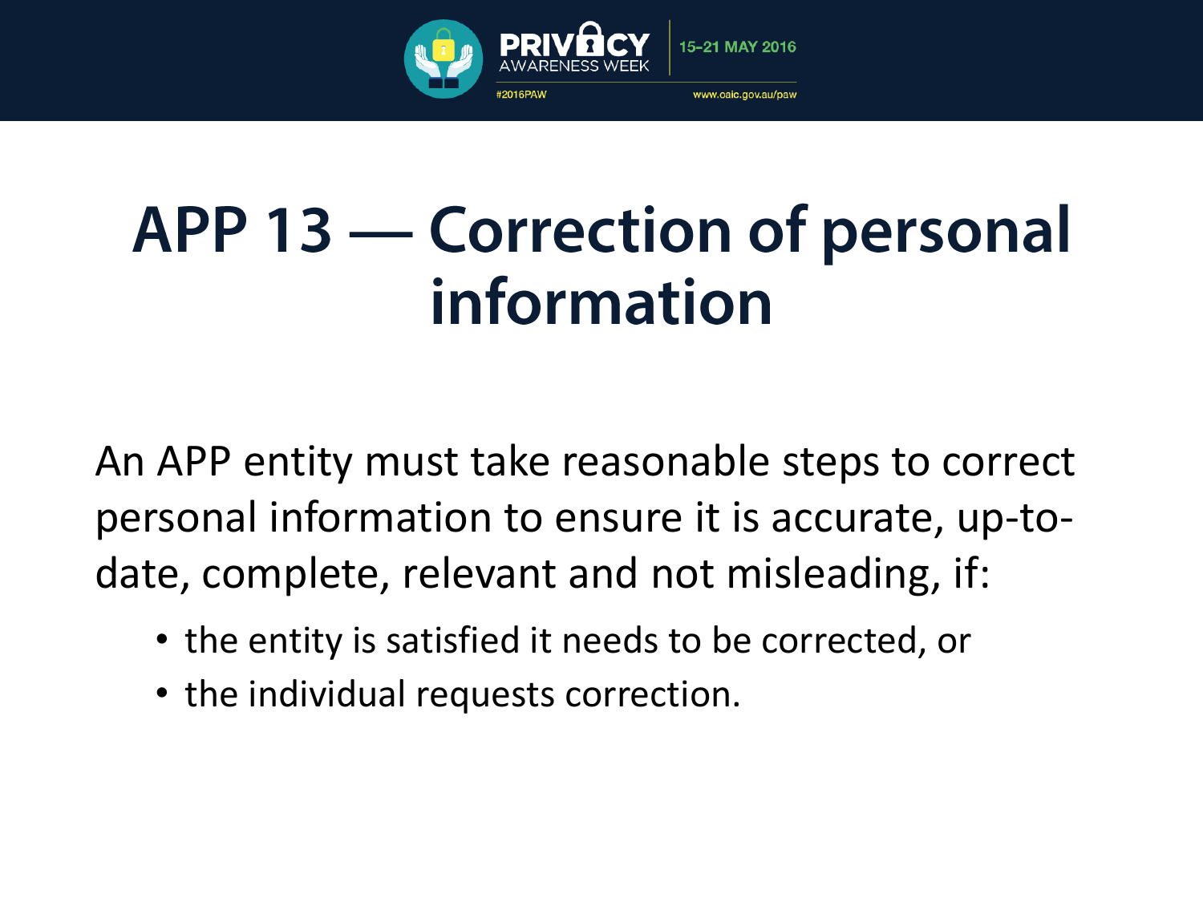# APP 13 — Correction of personal information

An APP entity must take reasonable steps to correct personal information to ensure it is accurate, up-to-date, complete, relevant and not misleading, if:

- the entity is satisfied it needs to be corrected, or
- the individual requests correction.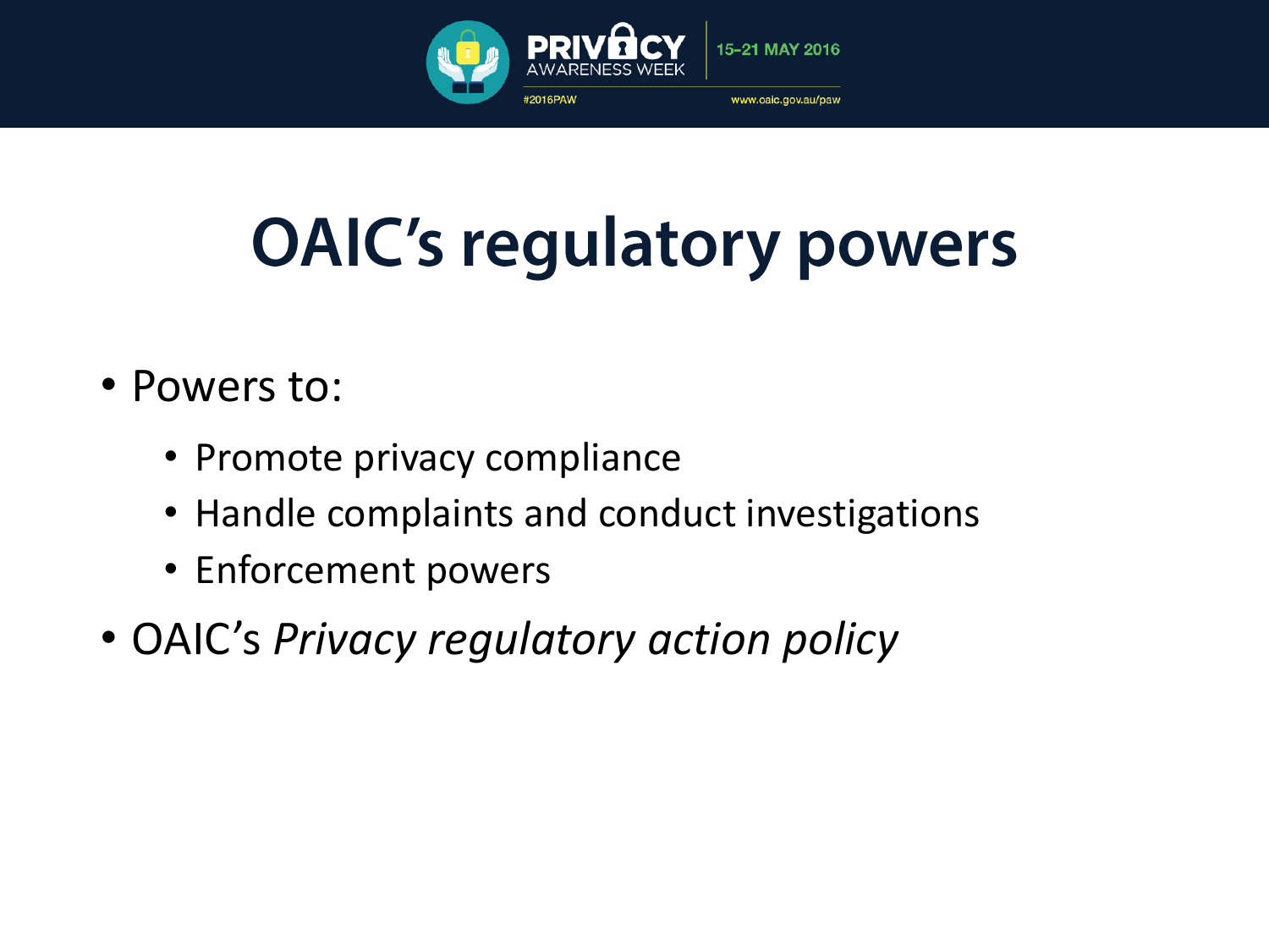# OAIC's regulatory powers

- Powers to:
  - Promote privacy compliance
  - Handle complaints and conduct investigations
  - Enforcement powers
- OAIC's *Privacy regulatory action policy*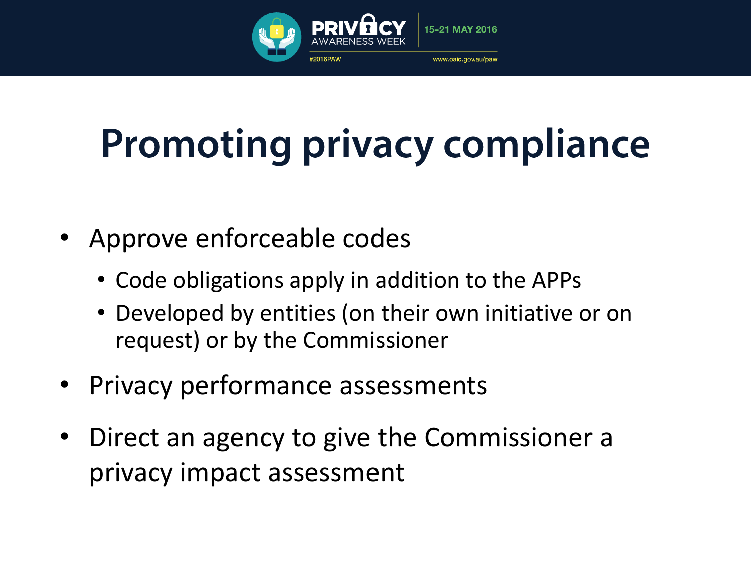# Promoting privacy compliance

- Approve enforceable codes
  - Code obligations apply in addition to the APPs
  - Developed by entities (on their own initiative or on request) or by the Commissioner
- Privacy performance assessments
- Direct an agency to give the Commissioner a privacy impact assessment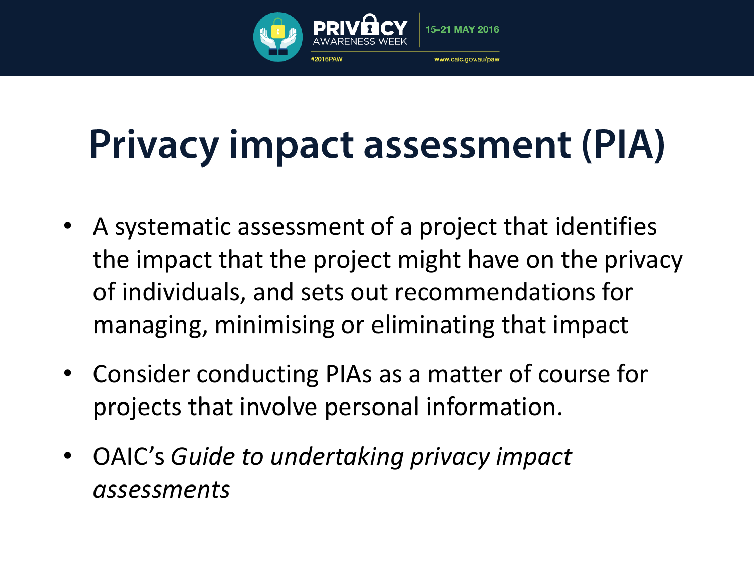# Privacy impact assessment (PIA)

- A systematic assessment of a project that identifies the impact that the project might have on the privacy of individuals, and sets out recommendations for managing, minimising or eliminating that impact
- Consider conducting PIAs as a matter of course for projects that involve personal information.
- OAIC's *Guide to undertaking privacy impact assessments*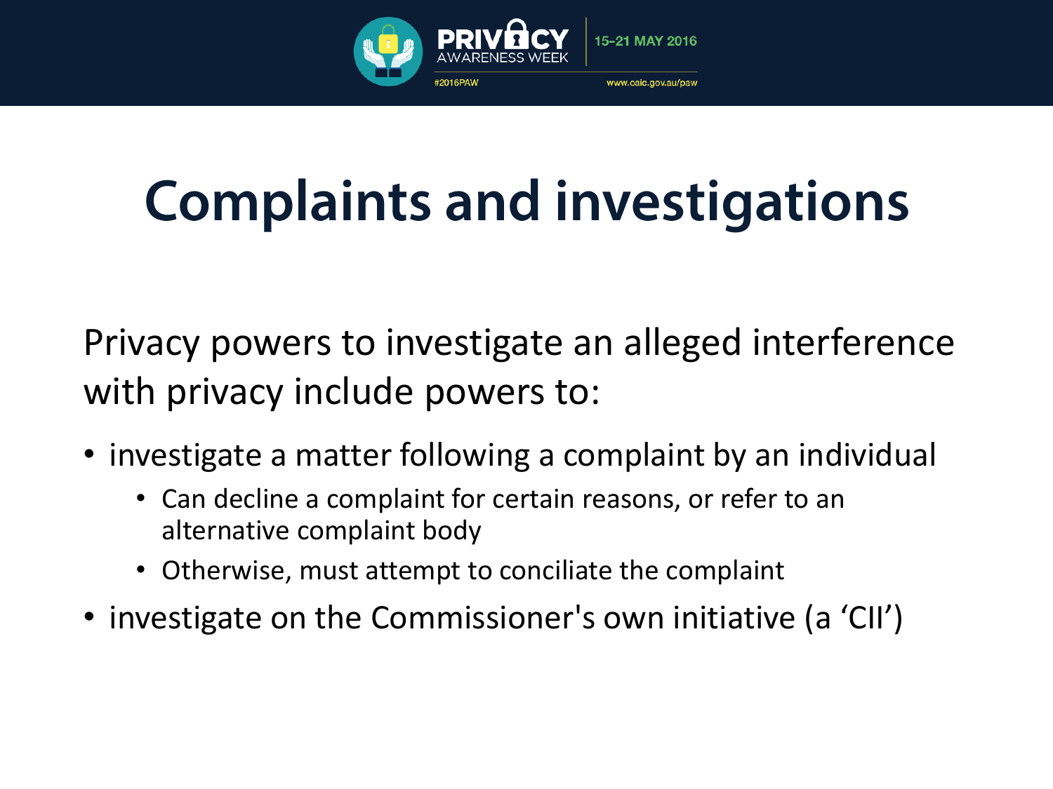# Complaints and investigations

Privacy powers to investigate an alleged interference with privacy include powers to:

- investigate a matter following a complaint by an individual
  - Can decline a complaint for certain reasons, or refer to an alternative complaint body
  - Otherwise, must attempt to conciliate the complaint
- investigate on the Commissioner's own initiative (a 'CII')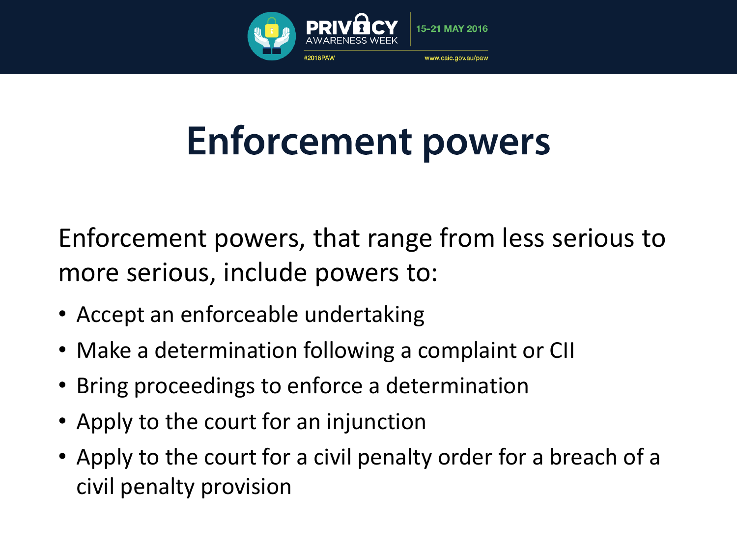# Enforcement powers

Enforcement powers, that range from less serious to more serious, include powers to:

- Accept an enforceable undertaking
- Make a determination following a complaint or CII
- Bring proceedings to enforce a determination
- Apply to the court for an injunction
- Apply to the court for a civil penalty order for a breach of a civil penalty provision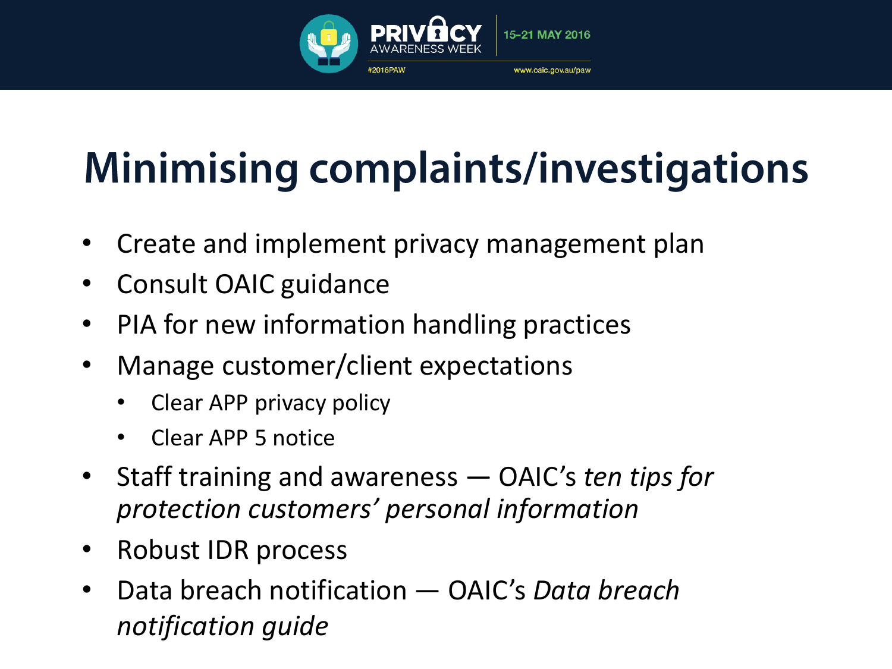# Minimising complaints/investigations

- Create and implement privacy management plan
- Consult OAIC guidance
- PIA for new information handling practices
- Manage customer/client expectations
  - Clear APP privacy policy
  - Clear APP 5 notice
- Staff training and awareness — OAIC's *ten tips for protection customers' personal information*
- Robust IDR process
- Data breach notification — OAIC's *Data breach notification guide*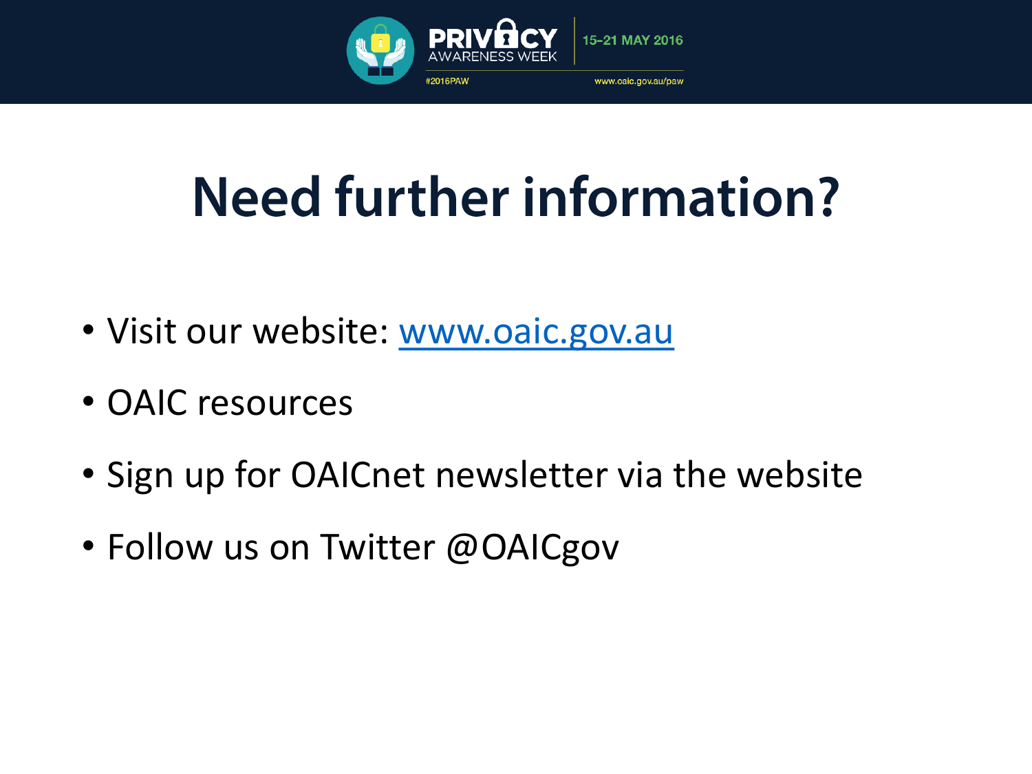# Need further information?

- Visit our website: www.oaic.gov.au
- OAIC resources
- Sign up for OAICnet newsletter via the website
- Follow us on Twitter @OAICgov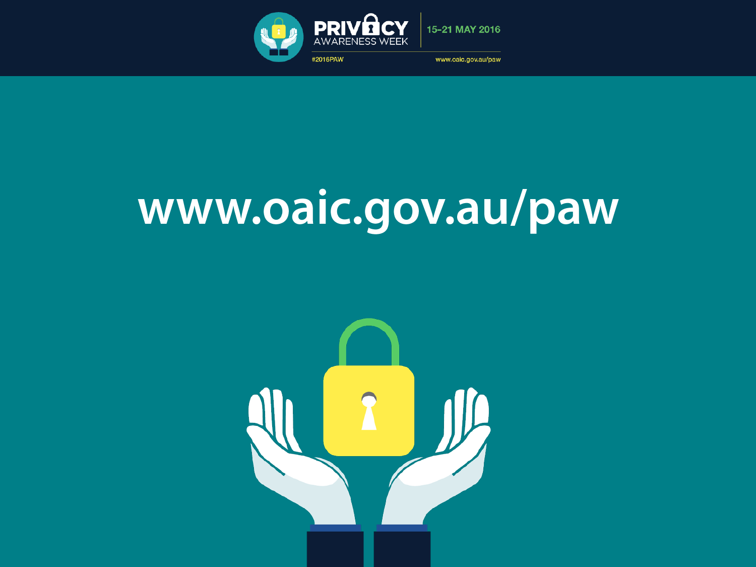PRIVACY AWARENESS WEEK

15–21 MAY 2016

#2016PAW

www.oaic.gov.au/paw

# www.oaic.gov.au/paw